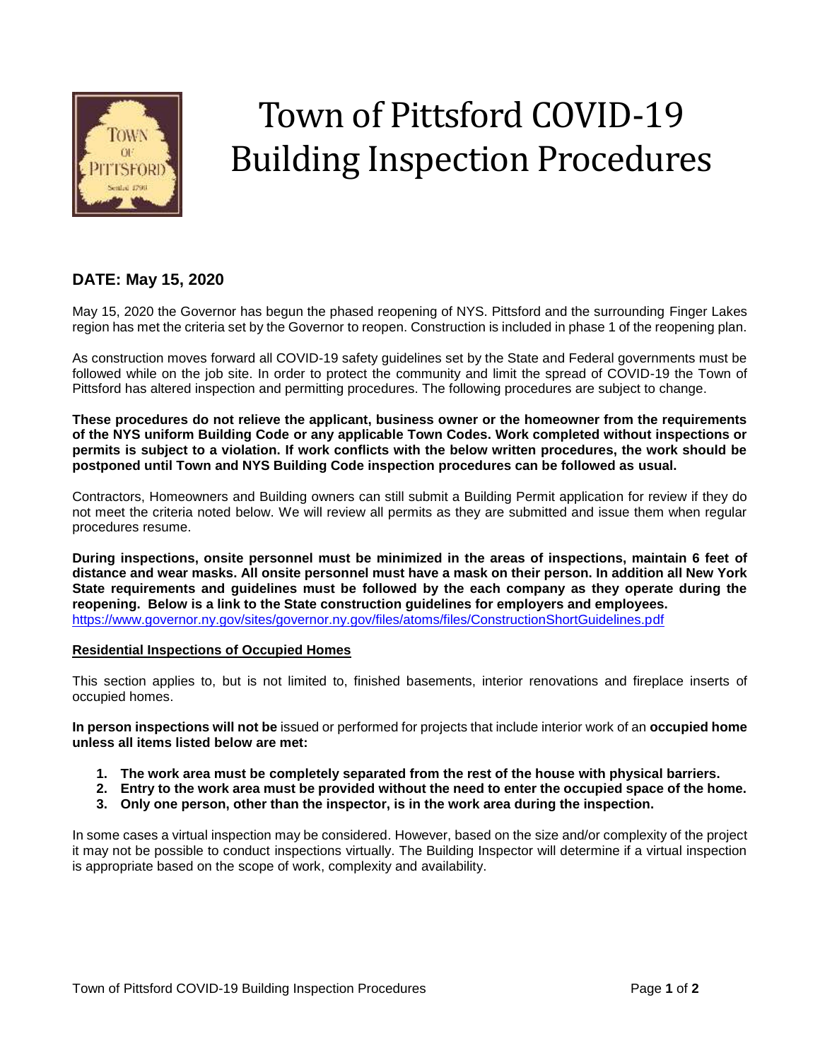# Town of Pittsford COVID-19 Building Inspection Procedures

## DATE: May 15, 2020

May 15, 2020 the Governor has begun the phased reopening of NYS. Pittsford and the surrounding Finger Lakes region has met the criteria set by the Governor to reopen. Construction is included in phase 1 of the reopening plan.

As construction moves forward all COVID-19 safety guidelines set by the State and Federal governments must be followed while on the job site. In order to protect the community and limit the spread of COVID-19 the Town of Pittsford has altered inspection and permitting procedures. The following procedures are subject to change.

**These procedures do not relieve the applicant, business owner or the homeowner from the requirements of the NYS uniform Building Code or any applicable Town Codes. Work completed without inspections or permits is subject to a violation. If work conflicts with the below written procedures, the work should be postponed until Town and NYS Building Code inspection procedures can be followed as usual.**

Contractors, Homeowners and Building owners can still submit a Building Permit application for review if they do not meet the criteria noted below. We will review all permits as they are submitted and issue them when regular procedures resume.

**During inspections, onsite personnel must be minimized in the areas of inspections, maintain 6 feet of distance and wear masks. All onsite personnel must have a mask on their person. In addition all New York State requirements and guidelines must be followed by the each company as they operate during the reopening. Below is a link to the State construction guidelines for employers and employees.**
https://www.governor.ny.gov/sites/governor.ny.gov/files/atoms/files/ConstructionShortGuidelines.pdf

**Residential Inspections of Occupied Homes**

This section applies to, but is not limited to, finished basements, interior renovations and fireplace inserts of occupied homes.

**In person inspections will not be** issued or performed for projects that include interior work of an **occupied home unless all items listed below are met:**

1. **The work area must be completely separated from the rest of the house with physical barriers.**
2. **Entry to the work area must be provided without the need to enter the occupied space of the home.**
3. **Only one person, other than the inspector, is in the work area during the inspection.**

In some cases a virtual inspection may be considered. However, based on the size and/or complexity of the project it may not be possible to conduct inspections virtually. The Building Inspector will determine if a virtual inspection is appropriate based on the scope of work, complexity and availability.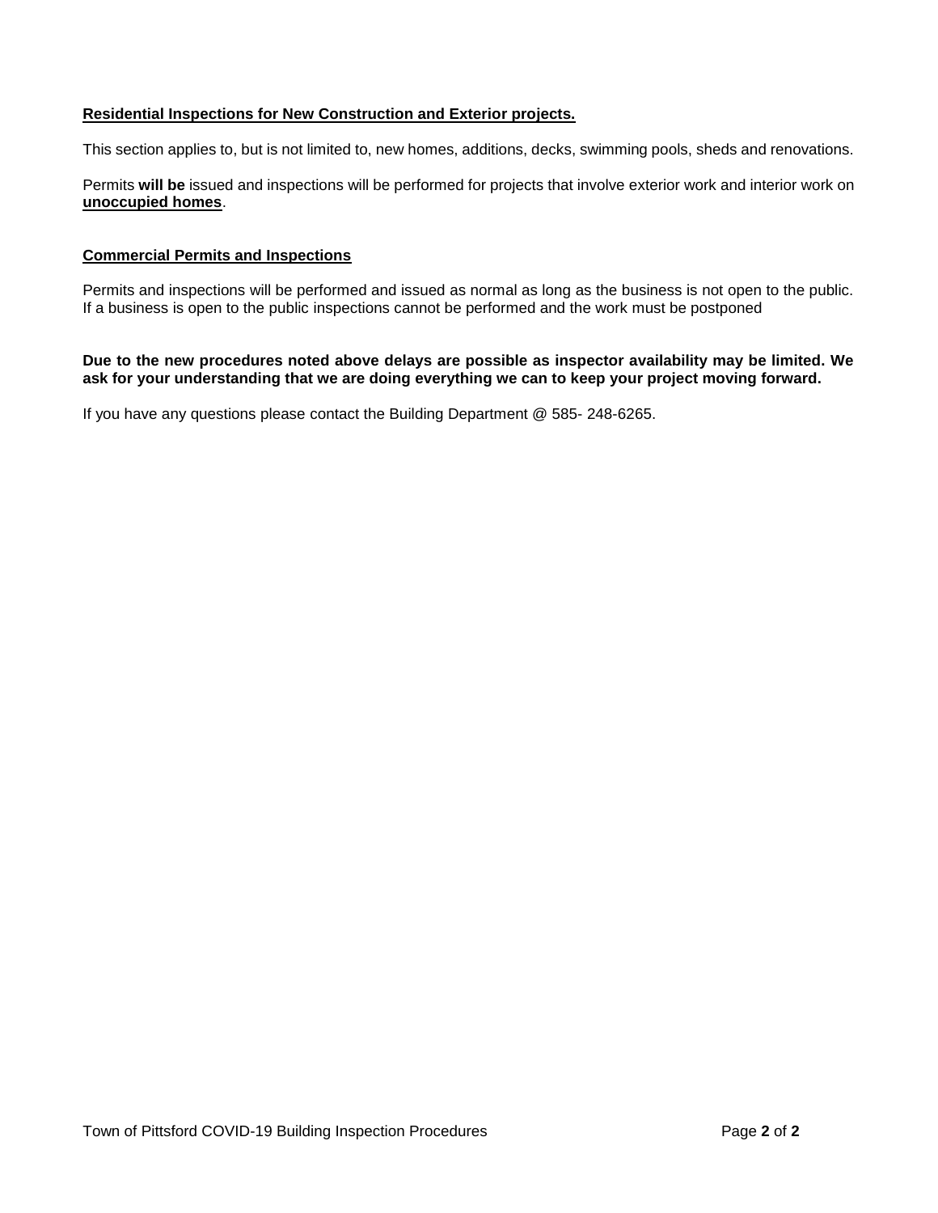## **Residential Inspections for New Construction and Exterior projects.**

This section applies to, but is not limited to, new homes, additions, decks, swimming pools, sheds and renovations.

Permits **will be** issued and inspections will be performed for projects that involve exterior work and interior work on **unoccupied homes**.

## **Commercial Permits and Inspections**

Permits and inspections will be performed and issued as normal as long as the business is not open to the public. If a business is open to the public inspections cannot be performed and the work must be postponed

**Due to the new procedures noted above delays are possible as inspector availability may be limited. We ask for your understanding that we are doing everything we can to keep your project moving forward.**

If you have any questions please contact the Building Department @ 585- 248-6265.